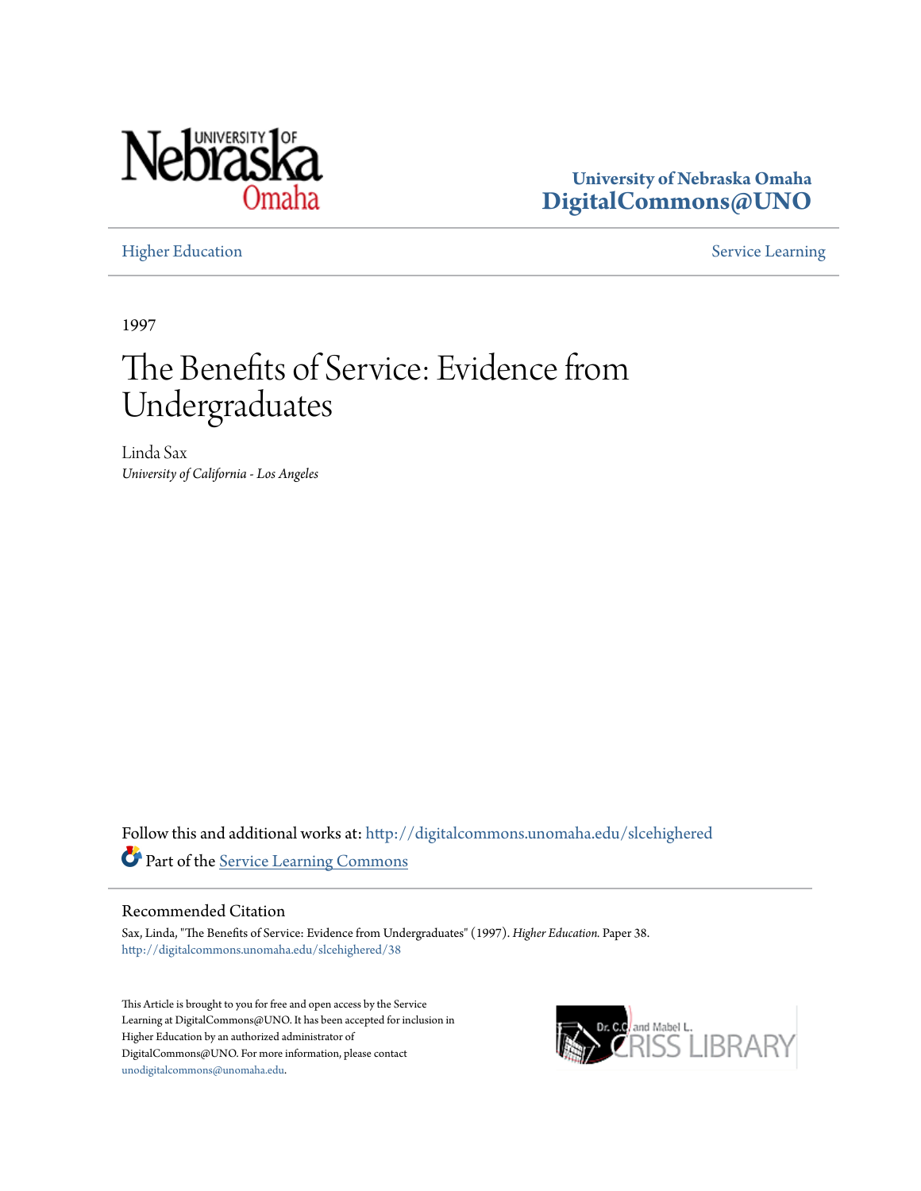University of Nebraska Omaha
**DigitalCommons@UNO**

Higher Education | Service Learning

1997

# The Benefits of Service: Evidence from Undergraduates

Linda Sax
*University of California - Los Angeles*

Follow this and additional works at: http://digitalcommons.unomaha.edu/slcehighered

Part of the Service Learning Commons

## Recommended Citation

Sax, Linda, "The Benefits of Service: Evidence from Undergraduates" (1997). *Higher Education.* Paper 38.
http://digitalcommons.unomaha.edu/slcehighered/38

This Article is brought to you for free and open access by the Service Learning at DigitalCommons@UNO. It has been accepted for inclusion in Higher Education by an authorized administrator of DigitalCommons@UNO. For more information, please contact unodigitalcommons@unomaha.edu.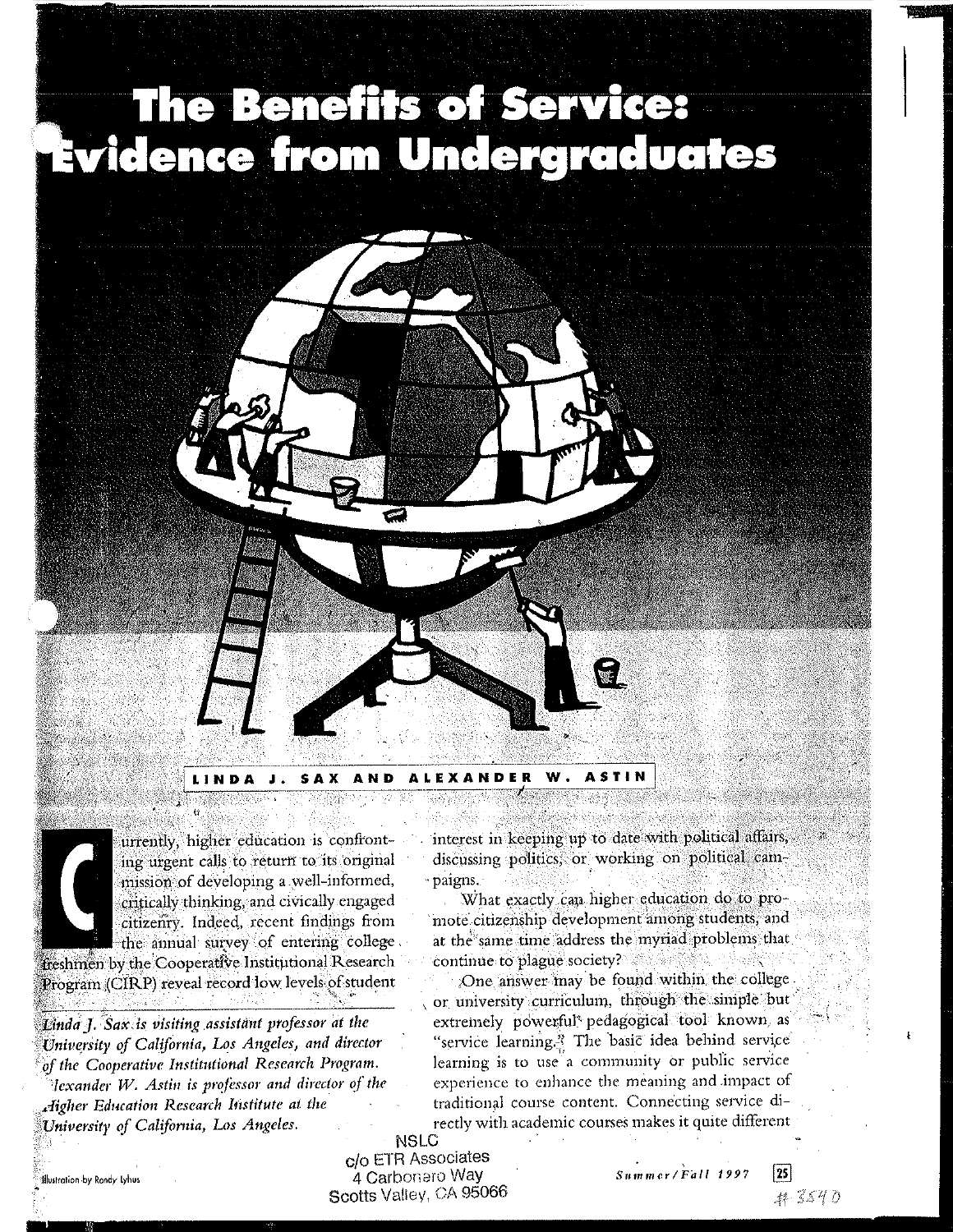# The Benefits of Service: Evidence from Undergraduates

LINDA J. SAX AND ALEXANDER W. ASTIN

Currently, higher education is confronting urgent calls to return to its original mission of developing a well-informed, critically thinking, and civically engaged citizenry. Indeed, recent findings from the annual survey of entering college freshmen by the Cooperative Institutional Research Program (CIRP) reveal record low levels of student interest in keeping up to date with political affairs, discussing politics, or working on political campaigns.

What exactly can higher education do to promote citizenship development among students, and at the same time address the myriad problems that continue to plague society?

One answer may be found within the college or university curriculum, through the simple but extremely powerful pedagogical tool known as "service learning." The basic idea behind service learning is to use a community or public service experience to enhance the meaning and impact of traditional course content. Connecting service directly with academic courses makes it quite different

*Linda J. Sax is visiting assistant professor at the University of California, Los Angeles, and director of the Cooperative Institutional Research Program.*

*Alexander W. Astin is professor and director of the Higher Education Research Institute at the University of California, Los Angeles.*

Illustration by Randy Lyhus

NSLC
c/o ETR Associates
4 Carbonaro Way
Scotts Valley, CA 95066

#3540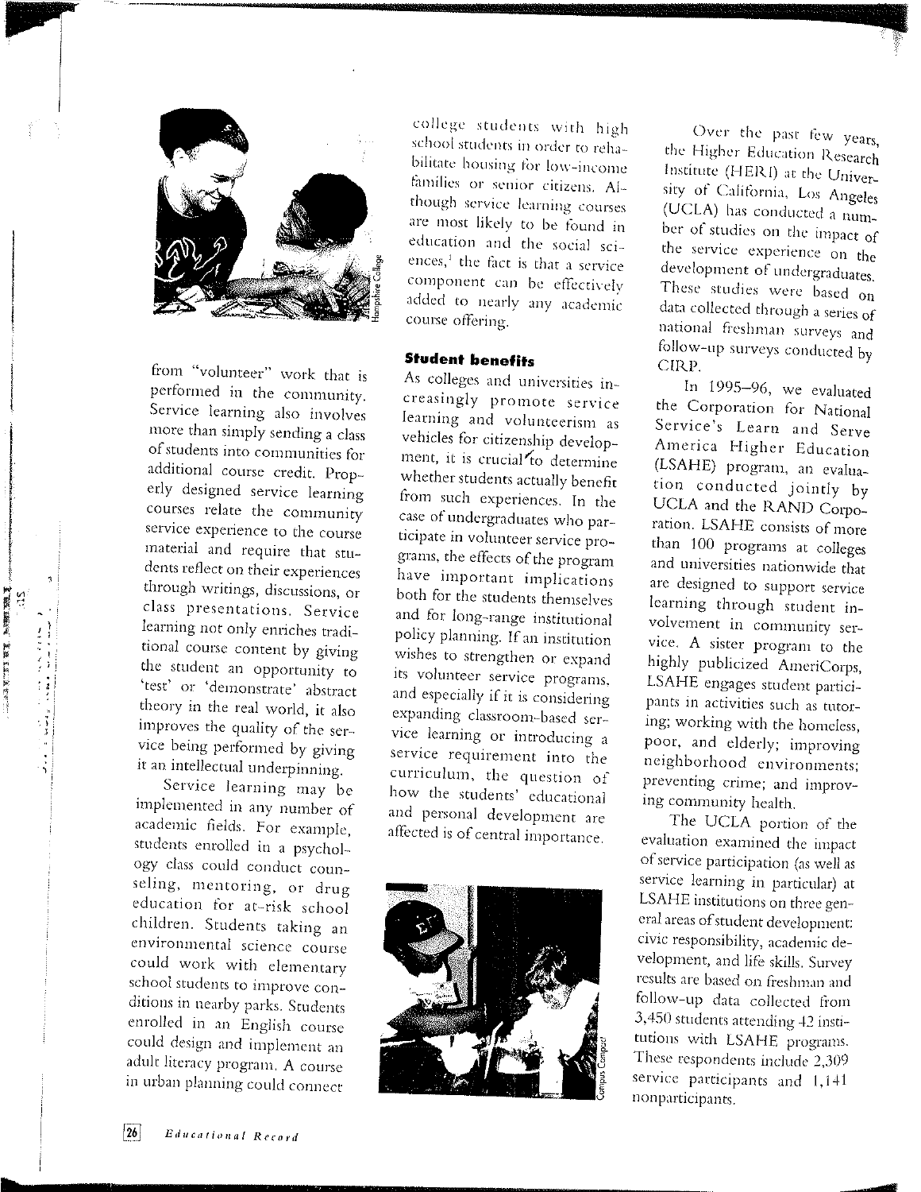from "volunteer" work that is performed in the community. Service learning also involves more than simply sending a class of students into communities for additional course credit. Properly designed service learning courses relate the community service experience to the course material and require that students reflect on their experiences through writings, discussions, or class presentations. Service learning not only enriches traditional course content by giving the student an opportunity to 'test' or 'demonstrate' abstract theory in the real world, it also improves the quality of the service being performed by giving it an intellectual underpinning.

Service learning may be implemented in any number of academic fields. For example, students enrolled in a psychology class could conduct counseling, mentoring, or drug education for at-risk school children. Students taking an environmental science course could work with elementary school students to improve conditions in nearby parks. Students enrolled in an English course could design and implement an adult literacy program. A course in urban planning could connect college students with high school students in order to rehabilitate housing for low-income families or senior citizens. Although service learning courses are most likely to be found in education and the social sciences,[1] the fact is that a service component can be effectively added to nearly any academic course offering.

### Student benefits

As colleges and universities increasingly promote service learning and volunteerism as vehicles for citizenship development, it is crucial to determine whether students actually benefit from such experiences. In the case of undergraduates who participate in volunteer service programs, the effects of the program have important implications both for the students themselves and for long-range institutional policy planning. If an institution wishes to strengthen or expand its volunteer service programs, and especially if it is considering expanding classroom-based service learning or introducing a service requirement into the curriculum, the question of how the students' educational and personal development are affected is of central importance.

Over the past few years, the Higher Education Research Institute (HERI) at the University of California, Los Angeles (UCLA) has conducted a number of studies on the impact of the service experience on the development of undergraduates. These studies were based on data collected through a series of national freshman surveys and follow-up surveys conducted by CIRP.

In 1995–96, we evaluated the Corporation for National Service's Learn and Serve America Higher Education (LSAHE) program, an evaluation conducted jointly by UCLA and the RAND Corporation. LSAHE consists of more than 100 programs at colleges and universities nationwide that are designed to support service learning through student involvement in community service. A sister program to the highly publicized AmeriCorps, LSAHE engages student participants in activities such as tutoring; working with the homeless, poor, and elderly; improving neighborhood environments; preventing crime; and improving community health.

The UCLA portion of the evaluation examined the impact of service participation (as well as service learning in particular) at LSAHE institutions on three general areas of student development: civic responsibility, academic development, and life skills. Survey results are based on freshman and follow-up data collected from 3,450 students attending 42 institutions with LSAHE programs. These respondents include 2,309 service participants and 1,141 nonparticipants.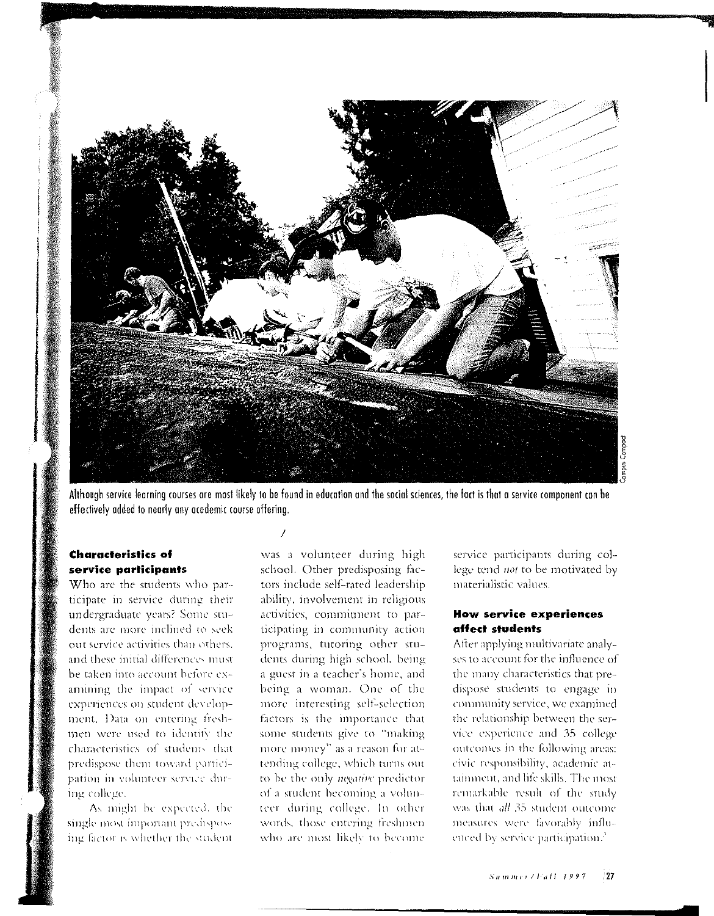Although service learning courses are most likely to be found in education and the social sciences, the fact is that a service component can be effectively added to nearly any academic course offering.

### Characteristics of service participants

Who are the students who participate in service during their undergraduate years? Some students are more inclined to seek out service activities than others, and these initial differences must be taken into account before examining the impact of service experiences on student development. Data on entering freshmen were used to identify the characteristics of students that predispose them toward participation in volunteer service during college.

As might be expected, the single most important predisposing factor is whether the student was a volunteer during high school. Other predisposing factors include self-rated leadership ability, involvement in religious activities, commitment to participating in community action programs, tutoring other students during high school, being a guest in a teacher's home, and being a woman. One of the more interesting self-selection factors is the importance that some students give to "making more money" as a reason for attending college, which turns out to be the only *negative* predictor of a student becoming a volunteer during college. In other words, those entering freshmen who are most likely to become service participants during college tend *not* to be motivated by materialistic values.

### How service experiences affect students

After applying multivariate analyses to account for the influence of the many characteristics that predispose students to engage in community service, we examined the relationship between the service experience and 35 college outcomes in the following areas: civic responsibility, academic attainment, and life skills. The most remarkable result of the study was that *all* 35 student outcome measures were favorably influenced by service participation.[2]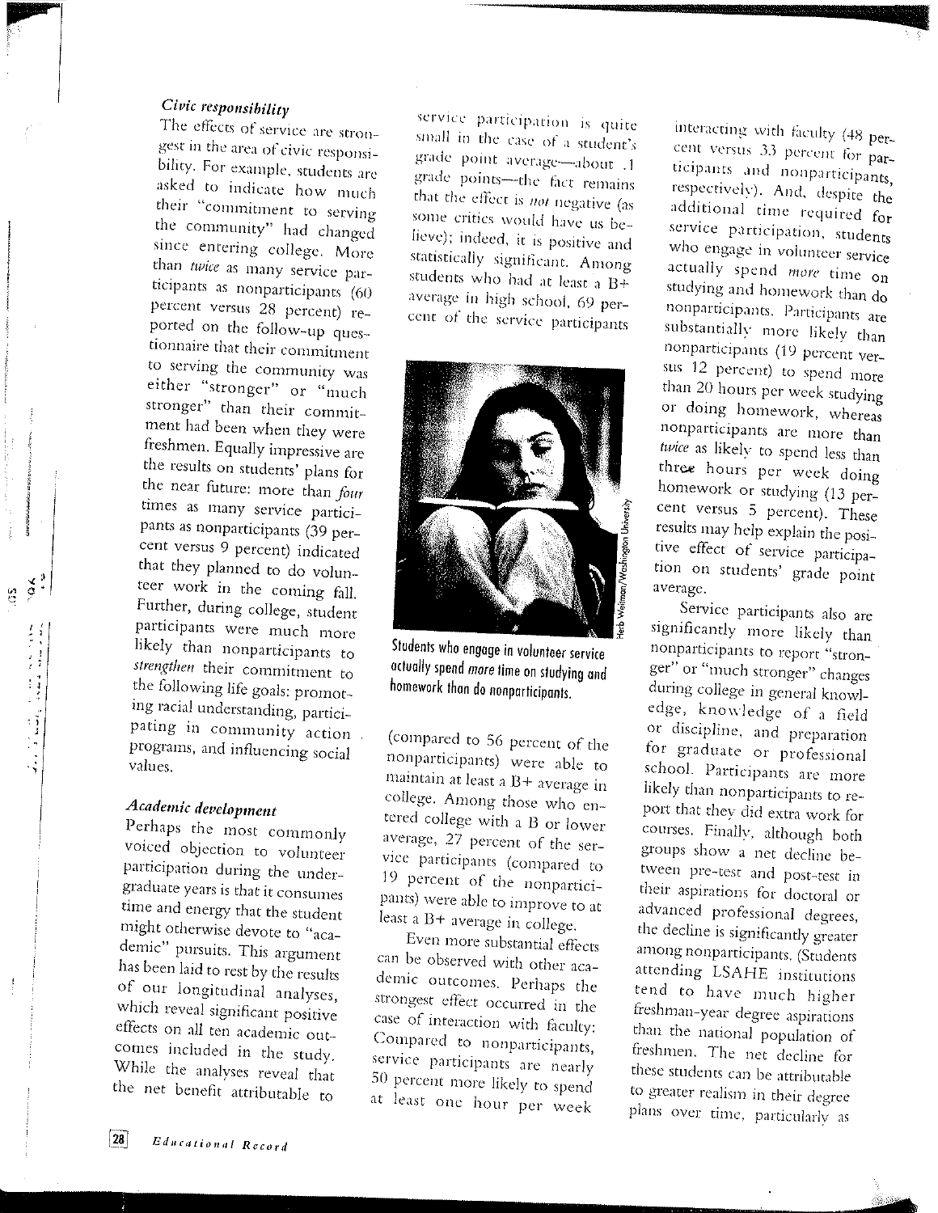### *Civic responsibility*

The effects of service are strongest in the area of civic responsibility. For example, students are asked to indicate how much their "commitment to serving the community" had changed since entering college. More than *twice* as many service participants as nonparticipants (60 percent versus 28 percent) reported on the follow-up questionnaire that their commitment to serving the community was either "stronger" or "much stronger" than their commitment had been when they were freshmen. Equally impressive are the results on students' plans for the near future: more than *four* times as many service participants as nonparticipants (39 percent versus 9 percent) indicated that they planned to do volunteer work in the coming fall. Further, during college, student participants were much more likely than nonparticipants to *strengthen* their commitment to the following life goals: promoting racial understanding, participating in community action programs, and influencing social values.

### *Academic development*

Perhaps the most commonly voiced objection to volunteer participation during the undergraduate years is that it consumes time and energy that the student might otherwise devote to "academic" pursuits. This argument has been laid to rest by the results of our longitudinal analyses, which reveal significant positive effects on all ten academic outcomes included in the study. While the analyses reveal that the net benefit attributable to service participation is quite small in the case of a student's grade point average—about .1 grade points—the fact remains that the effect is *not* negative (as some critics would have us believe); indeed, it is positive and statistically significant. Among students who had at least a B+ average in high school, 69 percent of the service participants (compared to 56 percent of the nonparticipants) were able to maintain at least a B+ average in college. Among those who entered college with a B or lower average, 27 percent of the service participants (compared to 19 percent of the nonparticipants) were able to improve to at least a B+ average in college.

Students who engage in volunteer service actually spend *more* time on studying and homework than do nonparticipants.

Even more substantial effects can be observed with other academic outcomes. Perhaps the strongest effect occurred in the case of interaction with faculty: Compared to nonparticipants, service participants are nearly 50 percent more likely to spend at least one hour per week interacting with faculty (48 percent versus 33 percent for participants and nonparticipants, respectively). And, despite the additional time required for service participation, students who engage in volunteer service actually spend *more* time on studying and homework than do nonparticipants. Participants are substantially more likely than nonparticipants (19 percent versus 12 percent) to spend more than 20 hours per week studying or doing homework, whereas nonparticipants are more than *twice* as likely to spend less than three hours per week doing homework or studying (13 percent versus 5 percent). These results may help explain the positive effect of service participation on students' grade point average.

Service participants also are significantly more likely than nonparticipants to report "stronger" or "much stronger" changes during college in general knowledge, knowledge of a field or discipline, and preparation for graduate or professional school. Participants are more likely than nonparticipants to report that they did extra work for courses. Finally, although both groups show a net decline between pre-test and post-test in their aspirations for doctoral or advanced professional degrees, the decline is significantly greater among nonparticipants. (Students attending LSAHE institutions tend to have much higher freshman-year degree aspirations than the national population of freshmen. The net decline for these students can be attributable to greater realism in their degree plans over time, particularly as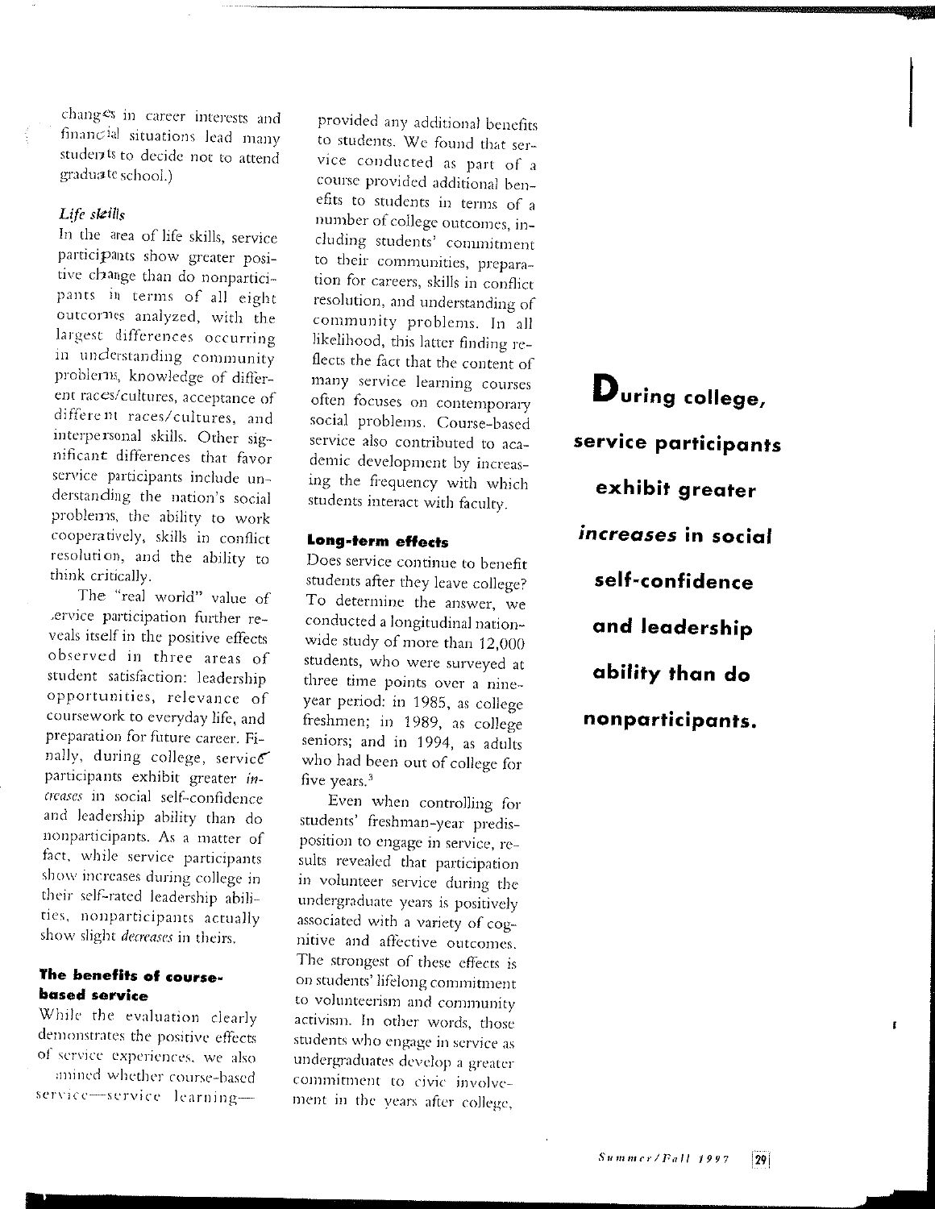changes in career interests and financial situations lead many students to decide not to attend graduate school.)

### *Life skills*

In the area of life skills, service participants show greater positive change than do nonparticipants in terms of all eight outcomes analyzed, with the largest differences occurring in understanding community problems, knowledge of different races/cultures, acceptance of different races/cultures, and interpersonal skills. Other significant differences that favor service participants include understanding the nation's social problems, the ability to work cooperatively, skills in conflict resolution, and the ability to think critically.

The "real world" value of service participation further reveals itself in the positive effects observed in three areas of student satisfaction: leadership opportunities, relevance of coursework to everyday life, and preparation for future career. Finally, during college, service participants exhibit greater *increases* in social self-confidence and leadership ability than do nonparticipants. As a matter of fact, while service participants show increases during college in their self-rated leadership abilities, nonparticipants actually show slight *decreases* in theirs.

## The benefits of course-based service

While the evaluation clearly demonstrates the positive effects of service experiences, we also examined whether course-based service—service learning—provided any additional benefits to students. We found that service conducted as part of a course provided additional benefits to students in terms of a number of college outcomes, including students' commitment to their communities, preparation for careers, skills in conflict resolution, and understanding of community problems. In all likelihood, this latter finding reflects the fact that the content of many service learning courses often focuses on contemporary social problems. Course-based service also contributed to academic development by increasing the frequency with which students interact with faculty.

## Long-term effects

Does service continue to benefit students after they leave college? To determine the answer, we conducted a longitudinal nationwide study of more than 12,000 students, who were surveyed at three time points over a nine-year period: in 1985, as college freshmen; in 1989, as college seniors; and in 1994, as adults who had been out of college for five years.[3]

Even when controlling for students' freshman-year predisposition to engage in service, results revealed that participation in volunteer service during the undergraduate years is positively associated with a variety of cognitive and affective outcomes. The strongest of these effects is on students' lifelong commitment to volunteerism and community activism. In other words, those students who engage in service as undergraduates develop a greater commitment to civic involvement in the years after college,

**During college, service participants exhibit greater *increases* in social self-confidence and leadership ability than do nonparticipants.**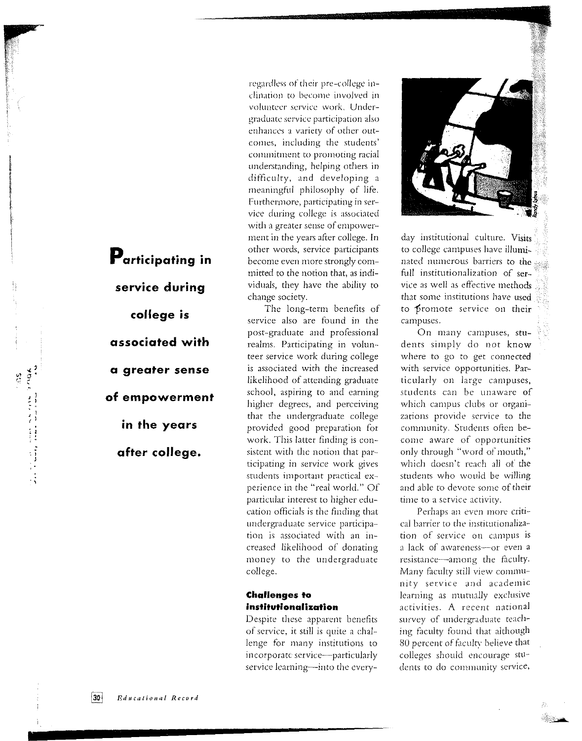regardless of their pre-college inclination to become involved in volunteer service work. Undergraduate service participation also enhances a variety of other outcomes, including the students' commitment to promoting racial understanding, helping others in difficulty, and developing a meaningful philosophy of life. Furthermore, participating in service during college is associated with a greater sense of empowerment in the years after college. In other words, service participants become even more strongly committed to the notion that, as individuals, they have the ability to change society.

**Participating in service during college is associated with a greater sense of empowerment in the years after college.**

The long-term benefits of service also are found in the post-graduate and professional realms. Participating in volunteer service work during college is associated with the increased likelihood of attending graduate school, aspiring to and earning higher degrees, and perceiving that the undergraduate college provided good preparation for work. This latter finding is consistent with the notion that participating in service work gives students important practical experience in the "real world." Of particular interest to higher education officials is the finding that undergraduate service participation is associated with an increased likelihood of donating money to the undergraduate college.

### Challenges to institutionalization

Despite these apparent benefits of service, it still is quite a challenge for many institutions to incorporate service—particularly service learning—into the everyday institutional culture. Visits to college campuses have illuminated numerous barriers to the full institutionalization of service as well as effective methods that some institutions have used to promote service on their campuses.

On many campuses, students simply do not know where to go to get connected with service opportunities. Particularly on large campuses, students can be unaware of which campus clubs or organizations provide service to the community. Students often become aware of opportunities only through "word of mouth," which doesn't reach all of the students who would be willing and able to devote some of their time to a service activity.

Perhaps an even more critical barrier to the institutionalization of service on campus is a lack of awareness—or even a resistance—among the faculty. Many faculty still view community service and academic learning as mutually exclusive activities. A recent national survey of undergraduate teaching faculty found that although 80 percent of faculty believe that colleges should encourage students to do community service,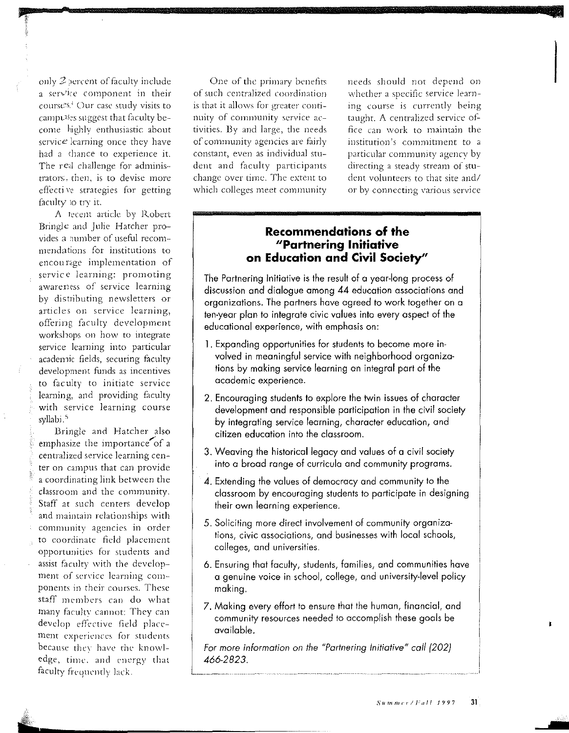only 2 percent of faculty include a service component in their courses.[4] Our case study visits to campuses suggest that faculty become highly enthusiastic about service learning once they have had a chance to experience it. The real challenge for administrators, then, is to devise more effective strategies for getting faculty to try it.

A recent article by Robert Bringle and Julie Hatcher provides a number of useful recommendations for institutions to encourage implementation of service learning: promoting awareness of service learning by distributing newsletters or articles on service learning, offering faculty development workshops on how to integrate service learning into particular academic fields, securing faculty development funds as incentives to faculty to initiate service learning, and providing faculty with service learning course syllabi.[5]

Bringle and Hatcher also emphasize the importance of a centralized service learning center on campus that can provide a coordinating link between the classroom and the community. Staff at such centers develop and maintain relationships with community agencies in order to coordinate field placement opportunities for students and assist faculty with the development of service learning components in their courses. These staff members can do what many faculty cannot: They can develop effective field placement experiences for students because they have the knowledge, time, and energy that faculty frequently lack.

One of the primary benefits of such centralized coordination is that it allows for greater continuity of community service activities. By and large, the needs of community agencies are fairly constant, even as individual student and faculty participants change over time. The extent to which colleges meet community needs should not depend on whether a specific service learning course is currently being taught. A centralized service office can work to maintain the institution's commitment to a particular community agency by directing a steady stream of student volunteers to that site and/or by connecting various service

## Recommendations of the "Partnering Initiative on Education and Civil Society"

The Partnering Initiative is the result of a year-long process of discussion and dialogue among 44 education associations and organizations. The partners have agreed to work together on a ten-year plan to integrate civic values into every aspect of the educational experience, with emphasis on:

1. Expanding opportunities for students to become more involved in meaningful service with neighborhood organizations by making service learning an integral part of the academic experience.
2. Encouraging students to explore the twin issues of character development and responsible participation in the civil society by integrating service learning, character education, and citizen education into the classroom.
3. Weaving the historical legacy and values of a civil society into a broad range of curricula and community programs.
4. Extending the values of democracy and community to the classroom by encouraging students to participate in designing their own learning experience.
5. Soliciting more direct involvement of community organizations, civic associations, and businesses with local schools, colleges, and universities.
6. Ensuring that faculty, students, families, and communities have a genuine voice in school, college, and university-level policy making.
7. Making every effort to ensure that the human, financial, and community resources needed to accomplish these goals be available.

*For more information on the "Partnering Initiative" call (202) 466-2823.*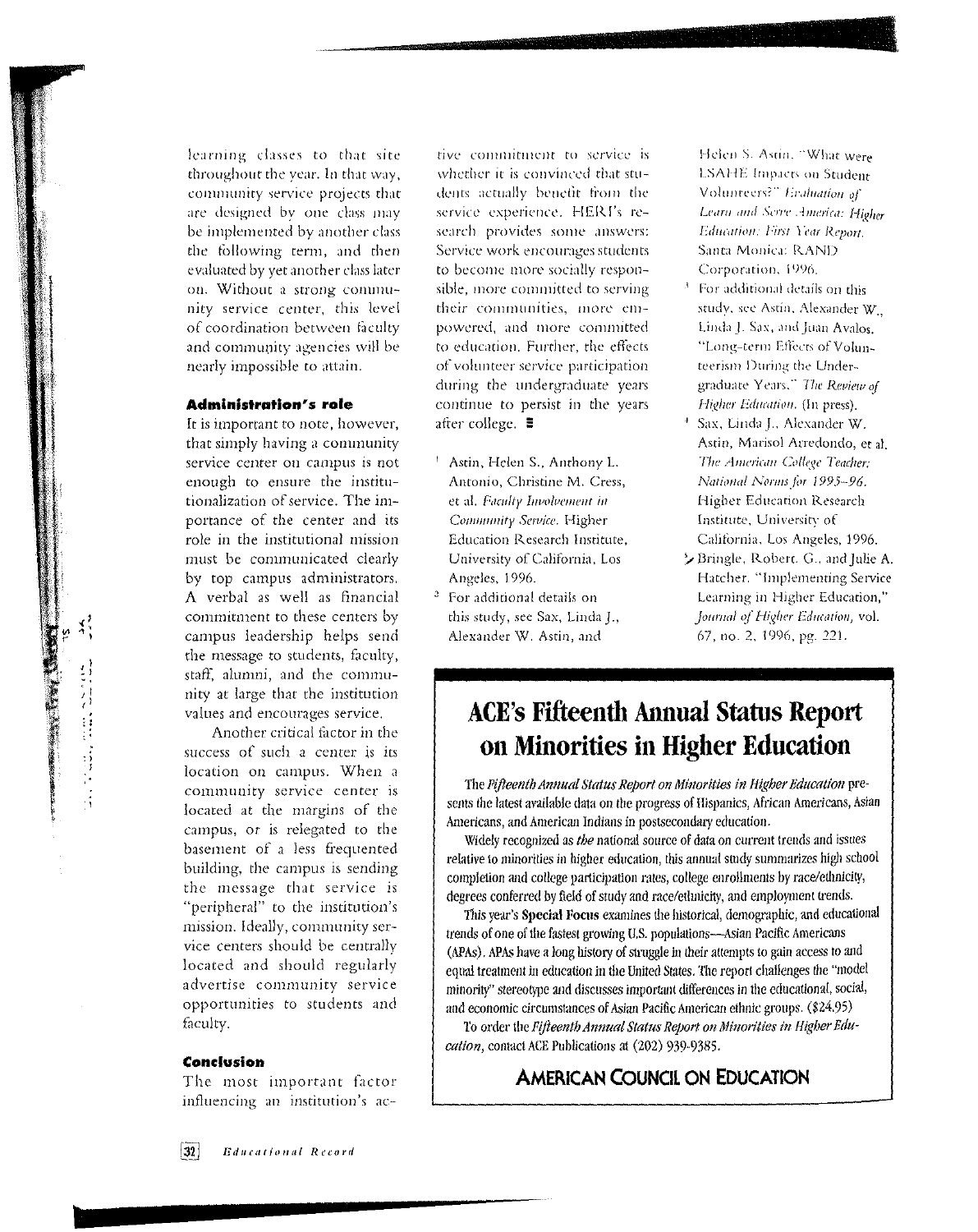learning classes to that site throughout the year. In that way, community service projects that are designed by one class may be implemented by another class the following term, and then evaluated by yet another class later on. Without a strong community service center, this level of coordination between faculty and community agencies will be nearly impossible to attain.

#### Administration's role

It is important to note, however, that simply having a community service center on campus is not enough to ensure the institutionalization of service. The importance of the center and its role in the institutional mission must be communicated clearly by top campus administrators. A verbal as well as financial commitment to these centers by campus leadership helps send the message to students, faculty, staff, alumni, and the community at large that the institution values and encourages service.

Another critical factor in the success of such a center is its location on campus. When a community service center is located at the margins of the campus, or is relegated to the basement of a less frequented building, the campus is sending the message that service is "peripheral" to the institution's mission. Ideally, community service centers should be centrally located and should regularly advertise community service opportunities to students and faculty.

#### Conclusion

The most important factor influencing an institution's active commitment to service is whether it is convinced that students actually benefit from the service experience. HERI's research provides some answers: Service work encourages students to become more socially responsible, more committed to serving their communities, more empowered, and more committed to education. Further, the effects of volunteer service participation during the undergraduate years continue to persist in the years after college.

[1] Astin, Helen S., Anthony L. Antonio, Christine M. Cress, et al. *Faculty Involvement in Community Service*. Higher Education Research Institute, University of California, Los Angeles, 1996.

[2] For additional details on this study, see Sax, Linda J., Alexander W. Astin, and Helen S. Astin. "What were LSAHE Impacts on Student Volunteers?" *Evaluation of Learn and Serve America: Higher Education: First Year Report*. Santa Monica: RAND Corporation, 1996.

[3] For additional details on this study, see Astin, Alexander W., Linda J. Sax, and Juan Avalos. "Long-term Effects of Volunteerism During the Undergraduate Years." *The Review of Higher Education*. (In press).

[4] Sax, Linda J., Alexander W. Astin, Marisol Arredondo, et al. *The American College Teacher: National Norms for 1995–96*. Higher Education Research Institute, University of California, Los Angeles, 1996.

[5] Bringle, Robert. G., and Julie A. Hatcher. "Implementing Service Learning in Higher Education," *Journal of Higher Education*, vol. 67, no. 2, 1996, pg. 221.

## ACE's Fifteenth Annual Status Report on Minorities in Higher Education

The *Fifteenth Annual Status Report on Minorities in Higher Education* presents the latest available data on the progress of Hispanics, African Americans, Asian Americans, and American Indians in postsecondary education.

Widely recognized as *the* national source of data on current trends and issues relative to minorities in higher education, this annual study summarizes high school completion and college participation rates, college enrollments by race/ethnicity, degrees conferred by field of study and race/ethnicity, and employment trends.

This year's **Special Focus** examines the historical, demographic, and educational trends of one of the fastest growing U.S. populations—Asian Pacific Americans (APAs). APAs have a long history of struggle in their attempts to gain access to and equal treatment in education in the United States. The report challenges the "model minority" stereotype and discusses important differences in the educational, social, and economic circumstances of Asian Pacific American ethnic groups. ($24.95)

To order the *Fifteenth Annual Status Report on Minorities in Higher Education*, contact ACE Publications at (202) 939-9385.

**AMERICAN COUNCIL ON EDUCATION**